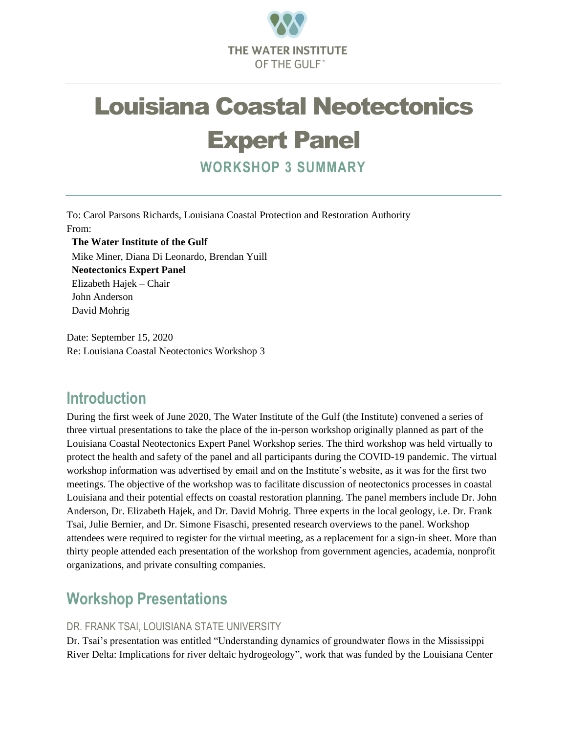THE WATER INSTITUTE OF THE GULF®

# Louisiana Coastal Neotectonics Expert Panel

### WORKSHOP 3 SUMMARY

To: Carol Parsons Richards, Louisiana Coastal Protection and Restoration Authority
From:
**The Water Institute of the Gulf**
Mike Miner, Diana Di Leonardo, Brendan Yuill
**Neotectonics Expert Panel**
Elizabeth Hajek – Chair
John Anderson
David Mohrig

Date: September 15, 2020
Re: Louisiana Coastal Neotectonics Workshop 3

## Introduction

During the first week of June 2020, The Water Institute of the Gulf (the Institute) convened a series of three virtual presentations to take the place of the in-person workshop originally planned as part of the Louisiana Coastal Neotectonics Expert Panel Workshop series. The third workshop was held virtually to protect the health and safety of the panel and all participants during the COVID-19 pandemic. The virtual workshop information was advertised by email and on the Institute's website, as it was for the first two meetings. The objective of the workshop was to facilitate discussion of neotectonics processes in coastal Louisiana and their potential effects on coastal restoration planning. The panel members include Dr. John Anderson, Dr. Elizabeth Hajek, and Dr. David Mohrig. Three experts in the local geology, i.e. Dr. Frank Tsai, Julie Bernier, and Dr. Simone Fisaschi, presented research overviews to the panel. Workshop attendees were required to register for the virtual meeting, as a replacement for a sign-in sheet. More than thirty people attended each presentation of the workshop from government agencies, academia, nonprofit organizations, and private consulting companies.

## Workshop Presentations

### DR. FRANK TSAI, LOUISIANA STATE UNIVERSITY

Dr. Tsai's presentation was entitled "Understanding dynamics of groundwater flows in the Mississippi River Delta: Implications for river deltaic hydrogeology", work that was funded by the Louisiana Center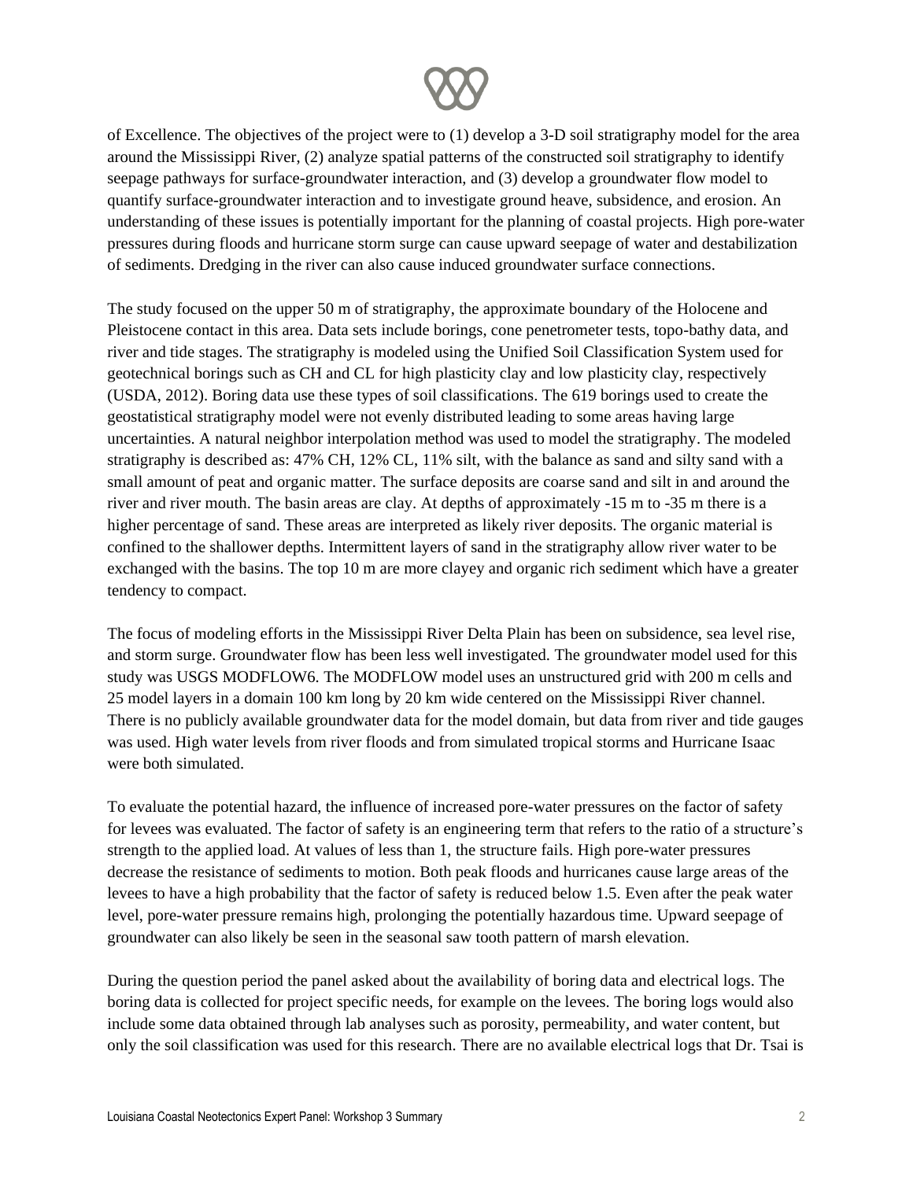of Excellence. The objectives of the project were to (1) develop a 3-D soil stratigraphy model for the area around the Mississippi River, (2) analyze spatial patterns of the constructed soil stratigraphy to identify seepage pathways for surface-groundwater interaction, and (3) develop a groundwater flow model to quantify surface-groundwater interaction and to investigate ground heave, subsidence, and erosion. An understanding of these issues is potentially important for the planning of coastal projects. High pore-water pressures during floods and hurricane storm surge can cause upward seepage of water and destabilization of sediments. Dredging in the river can also cause induced groundwater surface connections.

The study focused on the upper 50 m of stratigraphy, the approximate boundary of the Holocene and Pleistocene contact in this area. Data sets include borings, cone penetrometer tests, topo-bathy data, and river and tide stages. The stratigraphy is modeled using the Unified Soil Classification System used for geotechnical borings such as CH and CL for high plasticity clay and low plasticity clay, respectively (USDA, 2012). Boring data use these types of soil classifications. The 619 borings used to create the geostatistical stratigraphy model were not evenly distributed leading to some areas having large uncertainties. A natural neighbor interpolation method was used to model the stratigraphy. The modeled stratigraphy is described as: 47% CH, 12% CL, 11% silt, with the balance as sand and silty sand with a small amount of peat and organic matter. The surface deposits are coarse sand and silt in and around the river and river mouth. The basin areas are clay. At depths of approximately -15 m to -35 m there is a higher percentage of sand. These areas are interpreted as likely river deposits. The organic material is confined to the shallower depths. Intermittent layers of sand in the stratigraphy allow river water to be exchanged with the basins. The top 10 m are more clayey and organic rich sediment which have a greater tendency to compact.

The focus of modeling efforts in the Mississippi River Delta Plain has been on subsidence, sea level rise, and storm surge. Groundwater flow has been less well investigated. The groundwater model used for this study was USGS MODFLOW6. The MODFLOW model uses an unstructured grid with 200 m cells and 25 model layers in a domain 100 km long by 20 km wide centered on the Mississippi River channel. There is no publicly available groundwater data for the model domain, but data from river and tide gauges was used. High water levels from river floods and from simulated tropical storms and Hurricane Isaac were both simulated.

To evaluate the potential hazard, the influence of increased pore-water pressures on the factor of safety for levees was evaluated. The factor of safety is an engineering term that refers to the ratio of a structure's strength to the applied load. At values of less than 1, the structure fails. High pore-water pressures decrease the resistance of sediments to motion. Both peak floods and hurricanes cause large areas of the levees to have a high probability that the factor of safety is reduced below 1.5. Even after the peak water level, pore-water pressure remains high, prolonging the potentially hazardous time. Upward seepage of groundwater can also likely be seen in the seasonal saw tooth pattern of marsh elevation.

During the question period the panel asked about the availability of boring data and electrical logs. The boring data is collected for project specific needs, for example on the levees. The boring logs would also include some data obtained through lab analyses such as porosity, permeability, and water content, but only the soil classification was used for this research. There are no available electrical logs that Dr. Tsai is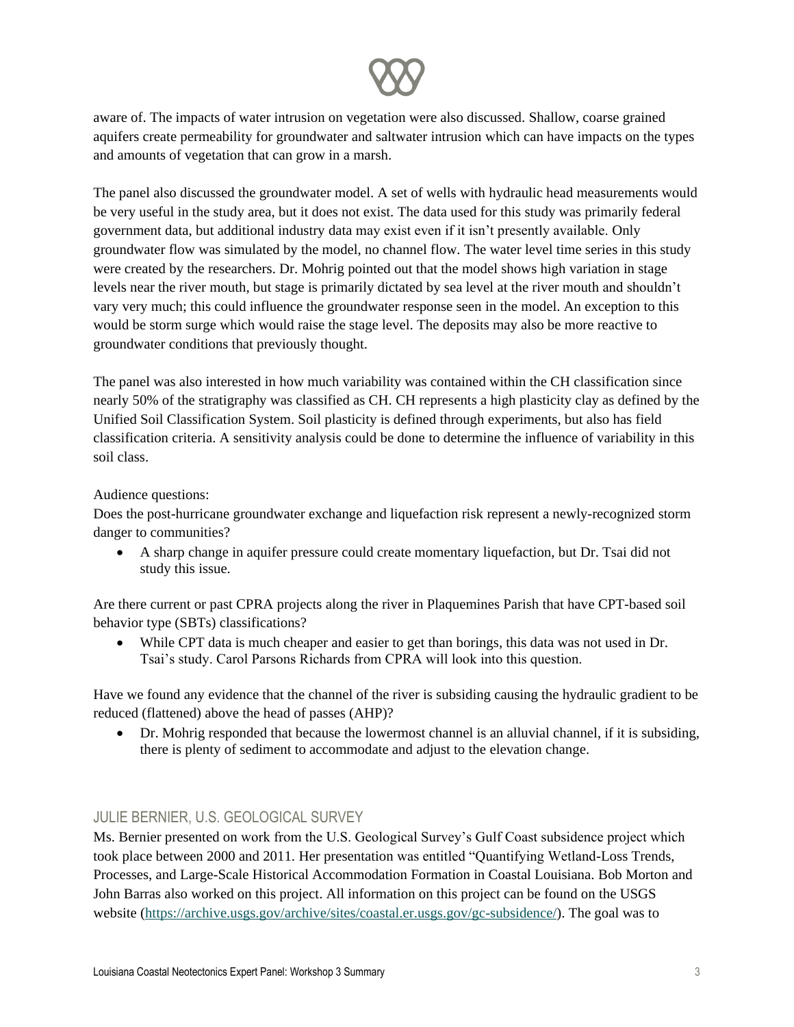aware of. The impacts of water intrusion on vegetation were also discussed. Shallow, coarse grained aquifers create permeability for groundwater and saltwater intrusion which can have impacts on the types and amounts of vegetation that can grow in a marsh.

The panel also discussed the groundwater model. A set of wells with hydraulic head measurements would be very useful in the study area, but it does not exist. The data used for this study was primarily federal government data, but additional industry data may exist even if it isn't presently available. Only groundwater flow was simulated by the model, no channel flow. The water level time series in this study were created by the researchers. Dr. Mohrig pointed out that the model shows high variation in stage levels near the river mouth, but stage is primarily dictated by sea level at the river mouth and shouldn't vary very much; this could influence the groundwater response seen in the model. An exception to this would be storm surge which would raise the stage level. The deposits may also be more reactive to groundwater conditions that previously thought.

The panel was also interested in how much variability was contained within the CH classification since nearly 50% of the stratigraphy was classified as CH. CH represents a high plasticity clay as defined by the Unified Soil Classification System. Soil plasticity is defined through experiments, but also has field classification criteria. A sensitivity analysis could be done to determine the influence of variability in this soil class.

Audience questions:

Does the post-hurricane groundwater exchange and liquefaction risk represent a newly-recognized storm danger to communities?

- A sharp change in aquifer pressure could create momentary liquefaction, but Dr. Tsai did not study this issue.

Are there current or past CPRA projects along the river in Plaquemines Parish that have CPT-based soil behavior type (SBTs) classifications?

- While CPT data is much cheaper and easier to get than borings, this data was not used in Dr. Tsai's study. Carol Parsons Richards from CPRA will look into this question.

Have we found any evidence that the channel of the river is subsiding causing the hydraulic gradient to be reduced (flattened) above the head of passes (AHP)?

- Dr. Mohrig responded that because the lowermost channel is an alluvial channel, if it is subsiding, there is plenty of sediment to accommodate and adjust to the elevation change.

## JULIE BERNIER, U.S. GEOLOGICAL SURVEY

Ms. Bernier presented on work from the U.S. Geological Survey's Gulf Coast subsidence project which took place between 2000 and 2011. Her presentation was entitled "Quantifying Wetland-Loss Trends, Processes, and Large-Scale Historical Accommodation Formation in Coastal Louisiana. Bob Morton and John Barras also worked on this project. All information on this project can be found on the USGS website (https://archive.usgs.gov/archive/sites/coastal.er.usgs.gov/gc-subsidence/). The goal was to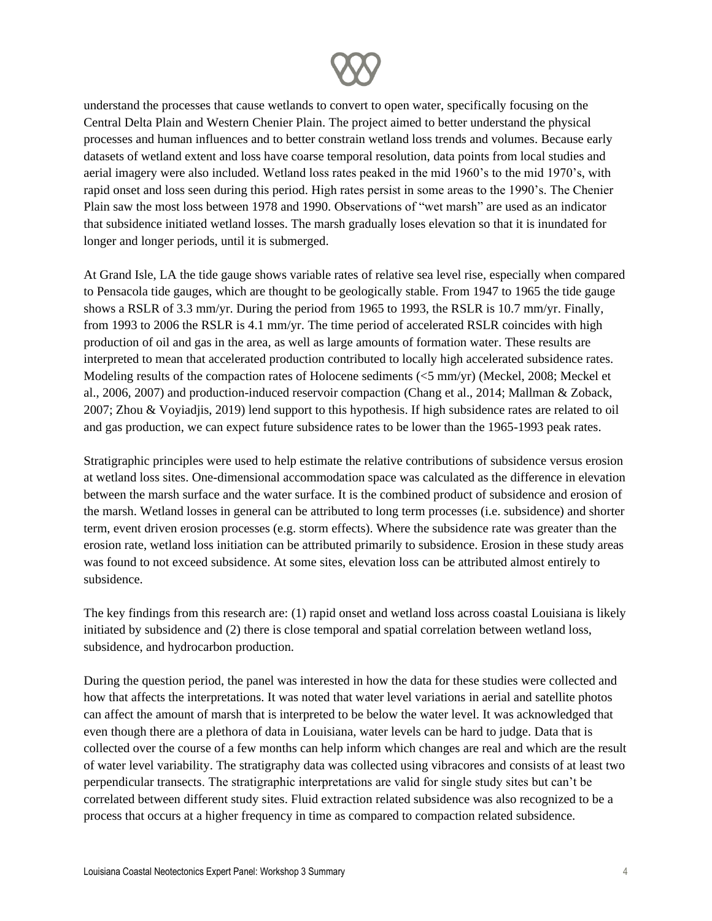understand the processes that cause wetlands to convert to open water, specifically focusing on the Central Delta Plain and Western Chenier Plain. The project aimed to better understand the physical processes and human influences and to better constrain wetland loss trends and volumes. Because early datasets of wetland extent and loss have coarse temporal resolution, data points from local studies and aerial imagery were also included. Wetland loss rates peaked in the mid 1960's to the mid 1970's, with rapid onset and loss seen during this period. High rates persist in some areas to the 1990's. The Chenier Plain saw the most loss between 1978 and 1990. Observations of "wet marsh" are used as an indicator that subsidence initiated wetland losses. The marsh gradually loses elevation so that it is inundated for longer and longer periods, until it is submerged.

At Grand Isle, LA the tide gauge shows variable rates of relative sea level rise, especially when compared to Pensacola tide gauges, which are thought to be geologically stable. From 1947 to 1965 the tide gauge shows a RSLR of 3.3 mm/yr. During the period from 1965 to 1993, the RSLR is 10.7 mm/yr. Finally, from 1993 to 2006 the RSLR is 4.1 mm/yr. The time period of accelerated RSLR coincides with high production of oil and gas in the area, as well as large amounts of formation water. These results are interpreted to mean that accelerated production contributed to locally high accelerated subsidence rates. Modeling results of the compaction rates of Holocene sediments (<5 mm/yr) (Meckel, 2008; Meckel et al., 2006, 2007) and production-induced reservoir compaction (Chang et al., 2014; Mallman & Zoback, 2007; Zhou & Voyiadjis, 2019) lend support to this hypothesis. If high subsidence rates are related to oil and gas production, we can expect future subsidence rates to be lower than the 1965-1993 peak rates.

Stratigraphic principles were used to help estimate the relative contributions of subsidence versus erosion at wetland loss sites. One-dimensional accommodation space was calculated as the difference in elevation between the marsh surface and the water surface. It is the combined product of subsidence and erosion of the marsh. Wetland losses in general can be attributed to long term processes (i.e. subsidence) and shorter term, event driven erosion processes (e.g. storm effects). Where the subsidence rate was greater than the erosion rate, wetland loss initiation can be attributed primarily to subsidence. Erosion in these study areas was found to not exceed subsidence. At some sites, elevation loss can be attributed almost entirely to subsidence.

The key findings from this research are: (1) rapid onset and wetland loss across coastal Louisiana is likely initiated by subsidence and (2) there is close temporal and spatial correlation between wetland loss, subsidence, and hydrocarbon production.

During the question period, the panel was interested in how the data for these studies were collected and how that affects the interpretations. It was noted that water level variations in aerial and satellite photos can affect the amount of marsh that is interpreted to be below the water level. It was acknowledged that even though there are a plethora of data in Louisiana, water levels can be hard to judge. Data that is collected over the course of a few months can help inform which changes are real and which are the result of water level variability. The stratigraphy data was collected using vibracores and consists of at least two perpendicular transects. The stratigraphic interpretations are valid for single study sites but can't be correlated between different study sites. Fluid extraction related subsidence was also recognized to be a process that occurs at a higher frequency in time as compared to compaction related subsidence.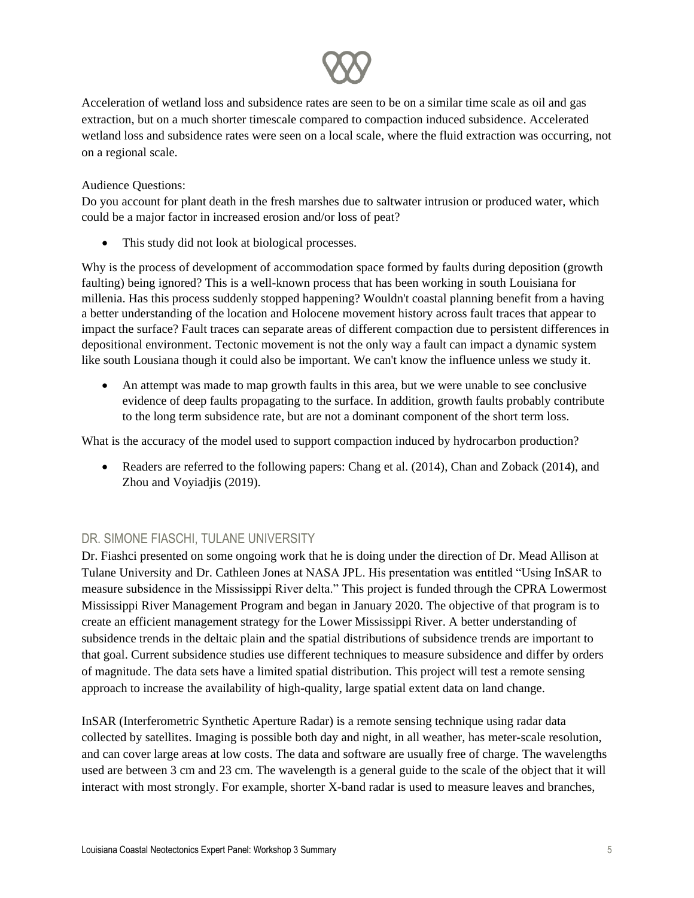Acceleration of wetland loss and subsidence rates are seen to be on a similar time scale as oil and gas extraction, but on a much shorter timescale compared to compaction induced subsidence. Accelerated wetland loss and subsidence rates were seen on a local scale, where the fluid extraction was occurring, not on a regional scale.

Audience Questions:

Do you account for plant death in the fresh marshes due to saltwater intrusion or produced water, which could be a major factor in increased erosion and/or loss of peat?

- This study did not look at biological processes.

Why is the process of development of accommodation space formed by faults during deposition (growth faulting) being ignored? This is a well-known process that has been working in south Louisiana for millenia. Has this process suddenly stopped happening? Wouldn't coastal planning benefit from a having a better understanding of the location and Holocene movement history across fault traces that appear to impact the surface? Fault traces can separate areas of different compaction due to persistent differences in depositional environment. Tectonic movement is not the only way a fault can impact a dynamic system like south Lousiana though it could also be important. We can't know the influence unless we study it.

- An attempt was made to map growth faults in this area, but we were unable to see conclusive evidence of deep faults propagating to the surface. In addition, growth faults probably contribute to the long term subsidence rate, but are not a dominant component of the short term loss.

What is the accuracy of the model used to support compaction induced by hydrocarbon production?

- Readers are referred to the following papers: Chang et al. (2014), Chan and Zoback (2014), and Zhou and Voyiadjis (2019).

## DR. SIMONE FIASCHI, TULANE UNIVERSITY

Dr. Fiashci presented on some ongoing work that he is doing under the direction of Dr. Mead Allison at Tulane University and Dr. Cathleen Jones at NASA JPL. His presentation was entitled "Using InSAR to measure subsidence in the Mississippi River delta." This project is funded through the CPRA Lowermost Mississippi River Management Program and began in January 2020. The objective of that program is to create an efficient management strategy for the Lower Mississippi River. A better understanding of subsidence trends in the deltaic plain and the spatial distributions of subsidence trends are important to that goal. Current subsidence studies use different techniques to measure subsidence and differ by orders of magnitude. The data sets have a limited spatial distribution. This project will test a remote sensing approach to increase the availability of high-quality, large spatial extent data on land change.

InSAR (Interferometric Synthetic Aperture Radar) is a remote sensing technique using radar data collected by satellites. Imaging is possible both day and night, in all weather, has meter-scale resolution, and can cover large areas at low costs. The data and software are usually free of charge. The wavelengths used are between 3 cm and 23 cm. The wavelength is a general guide to the scale of the object that it will interact with most strongly. For example, shorter X-band radar is used to measure leaves and branches,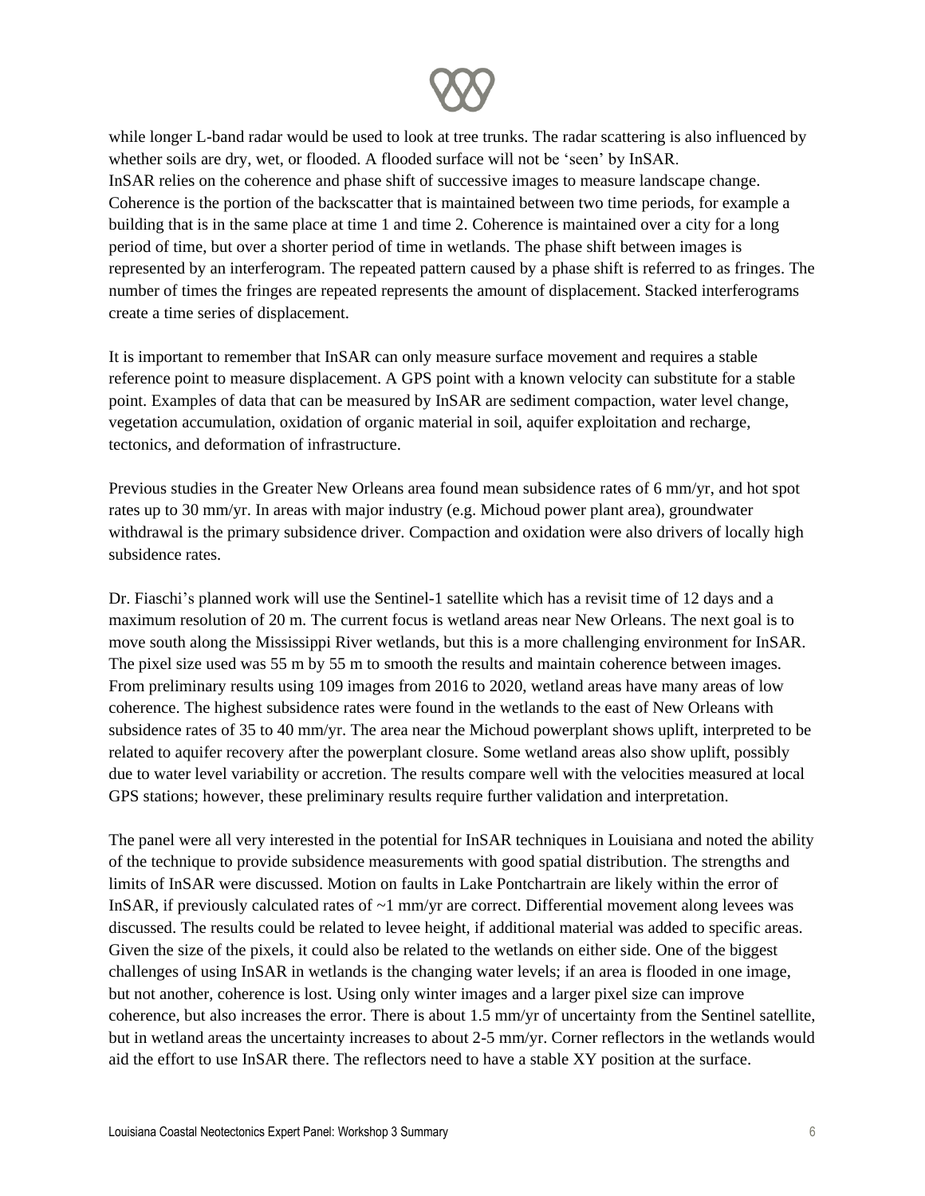while longer L-band radar would be used to look at tree trunks. The radar scattering is also influenced by whether soils are dry, wet, or flooded. A flooded surface will not be 'seen' by InSAR. InSAR relies on the coherence and phase shift of successive images to measure landscape change. Coherence is the portion of the backscatter that is maintained between two time periods, for example a building that is in the same place at time 1 and time 2. Coherence is maintained over a city for a long period of time, but over a shorter period of time in wetlands. The phase shift between images is represented by an interferogram. The repeated pattern caused by a phase shift is referred to as fringes. The number of times the fringes are repeated represents the amount of displacement. Stacked interferograms create a time series of displacement.

It is important to remember that InSAR can only measure surface movement and requires a stable reference point to measure displacement. A GPS point with a known velocity can substitute for a stable point. Examples of data that can be measured by InSAR are sediment compaction, water level change, vegetation accumulation, oxidation of organic material in soil, aquifer exploitation and recharge, tectonics, and deformation of infrastructure.

Previous studies in the Greater New Orleans area found mean subsidence rates of 6 mm/yr, and hot spot rates up to 30 mm/yr. In areas with major industry (e.g. Michoud power plant area), groundwater withdrawal is the primary subsidence driver. Compaction and oxidation were also drivers of locally high subsidence rates.

Dr. Fiaschi's planned work will use the Sentinel-1 satellite which has a revisit time of 12 days and a maximum resolution of 20 m. The current focus is wetland areas near New Orleans. The next goal is to move south along the Mississippi River wetlands, but this is a more challenging environment for InSAR. The pixel size used was 55 m by 55 m to smooth the results and maintain coherence between images. From preliminary results using 109 images from 2016 to 2020, wetland areas have many areas of low coherence. The highest subsidence rates were found in the wetlands to the east of New Orleans with subsidence rates of 35 to 40 mm/yr. The area near the Michoud powerplant shows uplift, interpreted to be related to aquifer recovery after the powerplant closure. Some wetland areas also show uplift, possibly due to water level variability or accretion. The results compare well with the velocities measured at local GPS stations; however, these preliminary results require further validation and interpretation.

The panel were all very interested in the potential for InSAR techniques in Louisiana and noted the ability of the technique to provide subsidence measurements with good spatial distribution. The strengths and limits of InSAR were discussed. Motion on faults in Lake Pontchartrain are likely within the error of InSAR, if previously calculated rates of ~1 mm/yr are correct. Differential movement along levees was discussed. The results could be related to levee height, if additional material was added to specific areas. Given the size of the pixels, it could also be related to the wetlands on either side. One of the biggest challenges of using InSAR in wetlands is the changing water levels; if an area is flooded in one image, but not another, coherence is lost. Using only winter images and a larger pixel size can improve coherence, but also increases the error. There is about 1.5 mm/yr of uncertainty from the Sentinel satellite, but in wetland areas the uncertainty increases to about 2-5 mm/yr. Corner reflectors in the wetlands would aid the effort to use InSAR there. The reflectors need to have a stable XY position at the surface.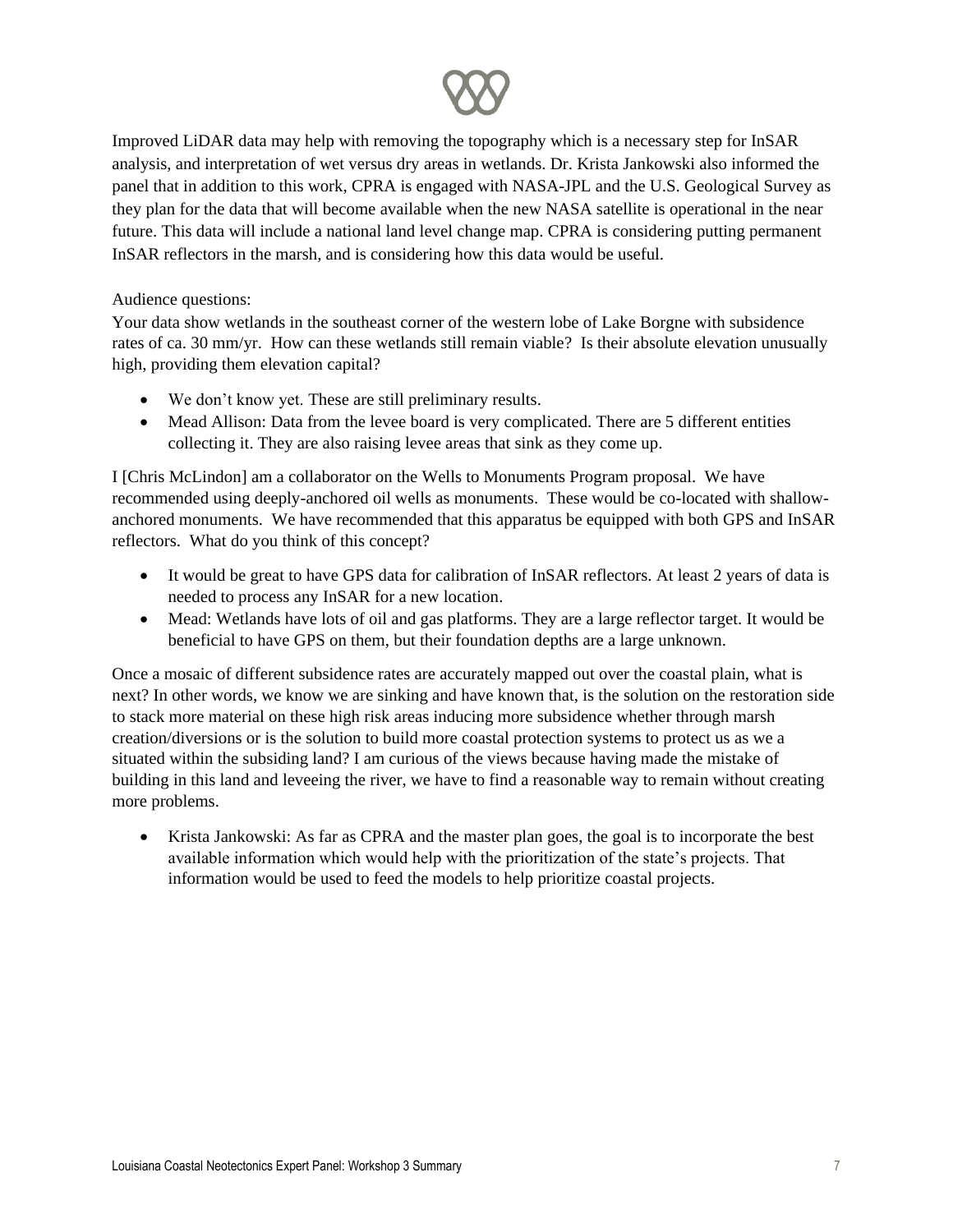Improved LiDAR data may help with removing the topography which is a necessary step for InSAR analysis, and interpretation of wet versus dry areas in wetlands. Dr. Krista Jankowski also informed the panel that in addition to this work, CPRA is engaged with NASA-JPL and the U.S. Geological Survey as they plan for the data that will become available when the new NASA satellite is operational in the near future. This data will include a national land level change map. CPRA is considering putting permanent InSAR reflectors in the marsh, and is considering how this data would be useful.

Audience questions:
Your data show wetlands in the southeast corner of the western lobe of Lake Borgne with subsidence rates of ca. 30 mm/yr. How can these wetlands still remain viable? Is their absolute elevation unusually high, providing them elevation capital?

- We don't know yet. These are still preliminary results.
- Mead Allison: Data from the levee board is very complicated. There are 5 different entities collecting it. They are also raising levee areas that sink as they come up.

I [Chris McLindon] am a collaborator on the Wells to Monuments Program proposal. We have recommended using deeply-anchored oil wells as monuments. These would be co-located with shallow-anchored monuments. We have recommended that this apparatus be equipped with both GPS and InSAR reflectors. What do you think of this concept?

- It would be great to have GPS data for calibration of InSAR reflectors. At least 2 years of data is needed to process any InSAR for a new location.
- Mead: Wetlands have lots of oil and gas platforms. They are a large reflector target. It would be beneficial to have GPS on them, but their foundation depths are a large unknown.

Once a mosaic of different subsidence rates are accurately mapped out over the coastal plain, what is next? In other words, we know we are sinking and have known that, is the solution on the restoration side to stack more material on these high risk areas inducing more subsidence whether through marsh creation/diversions or is the solution to build more coastal protection systems to protect us as we a situated within the subsiding land? I am curious of the views because having made the mistake of building in this land and leveeing the river, we have to find a reasonable way to remain without creating more problems.

- Krista Jankowski: As far as CPRA and the master plan goes, the goal is to incorporate the best available information which would help with the prioritization of the state's projects. That information would be used to feed the models to help prioritize coastal projects.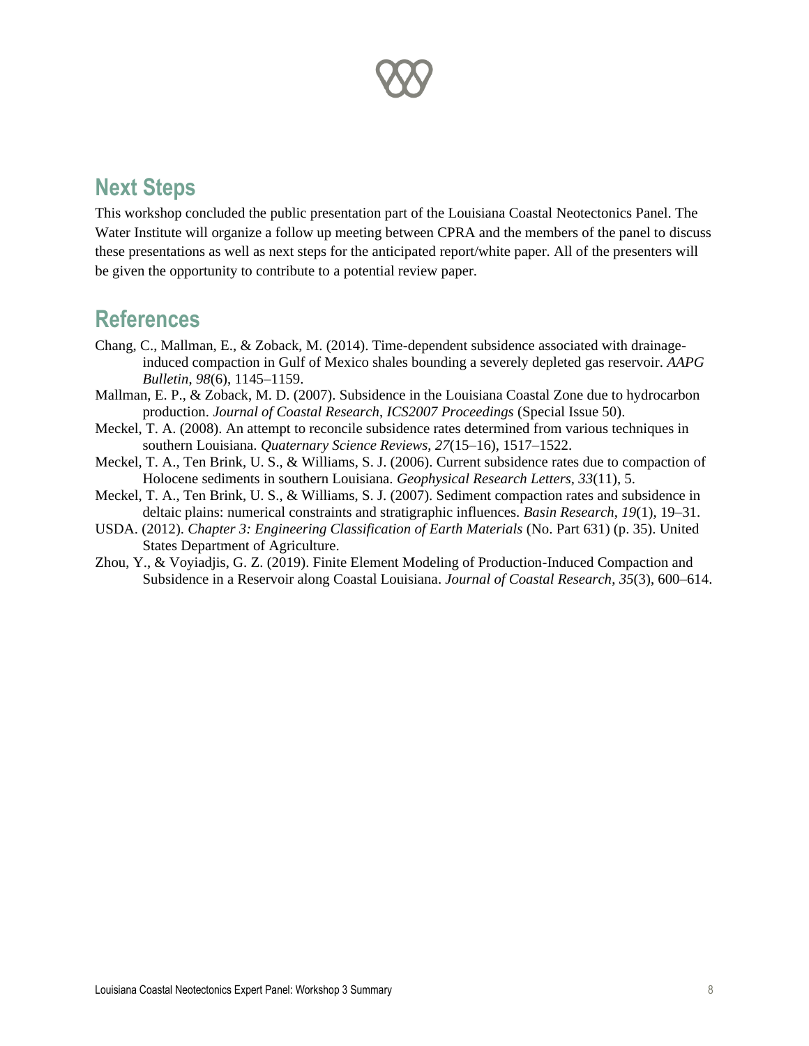## Next Steps

This workshop concluded the public presentation part of the Louisiana Coastal Neotectonics Panel. The Water Institute will organize a follow up meeting between CPRA and the members of the panel to discuss these presentations as well as next steps for the anticipated report/white paper. All of the presenters will be given the opportunity to contribute to a potential review paper.

## References

Chang, C., Mallman, E., & Zoback, M. (2014). Time-dependent subsidence associated with drainage-induced compaction in Gulf of Mexico shales bounding a severely depleted gas reservoir. *AAPG Bulletin*, *98*(6), 1145–1159.

Mallman, E. P., & Zoback, M. D. (2007). Subsidence in the Louisiana Coastal Zone due to hydrocarbon production. *Journal of Coastal Research*, *ICS2007 Proceedings* (Special Issue 50).

Meckel, T. A. (2008). An attempt to reconcile subsidence rates determined from various techniques in southern Louisiana. *Quaternary Science Reviews*, *27*(15–16), 1517–1522.

Meckel, T. A., Ten Brink, U. S., & Williams, S. J. (2006). Current subsidence rates due to compaction of Holocene sediments in southern Louisiana. *Geophysical Research Letters*, *33*(11), 5.

Meckel, T. A., Ten Brink, U. S., & Williams, S. J. (2007). Sediment compaction rates and subsidence in deltaic plains: numerical constraints and stratigraphic influences. *Basin Research*, *19*(1), 19–31.

USDA. (2012). *Chapter 3: Engineering Classification of Earth Materials* (No. Part 631) (p. 35). United States Department of Agriculture.

Zhou, Y., & Voyiadjis, G. Z. (2019). Finite Element Modeling of Production-Induced Compaction and Subsidence in a Reservoir along Coastal Louisiana. *Journal of Coastal Research*, *35*(3), 600–614.